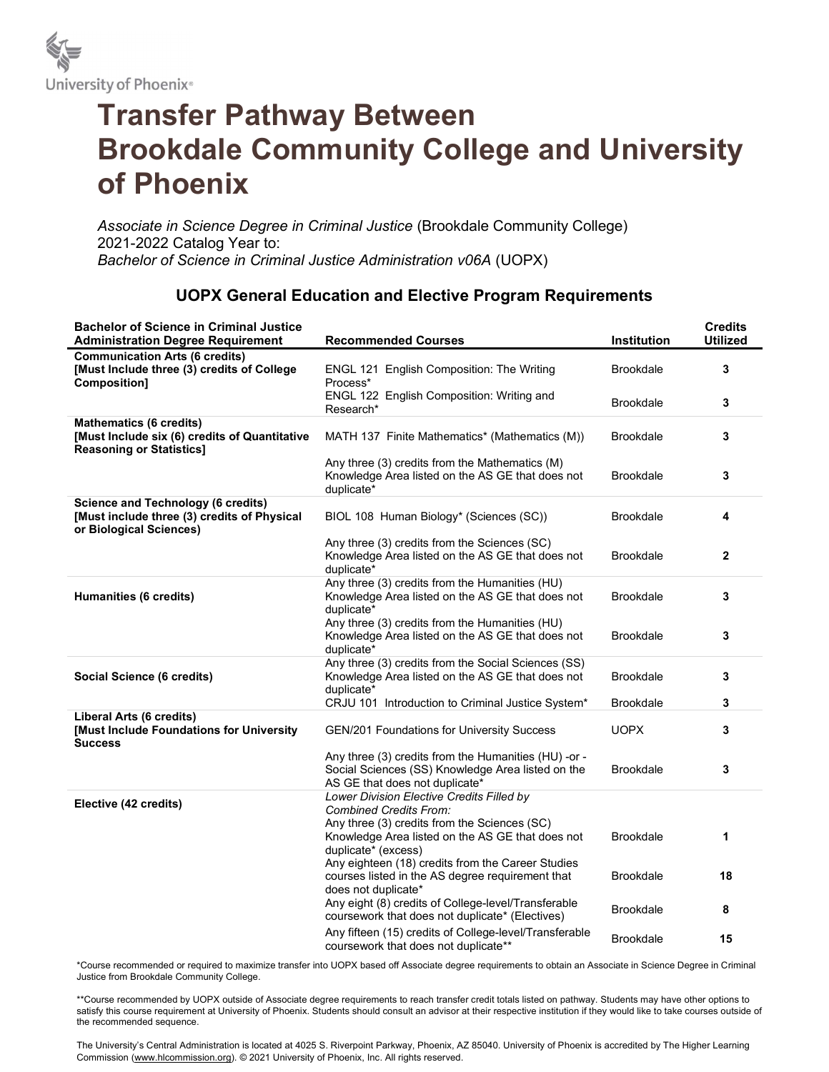University of Phoenix®

# Transfer Pathway Between Brookdale Community College and University of Phoenix

*Associate in Science Degree in Criminal Justice* (Brookdale Community College)
2021-2022 Catalog Year to:
*Bachelor of Science in Criminal Justice Administration v06A* (UOPX)

## UOPX General Education and Elective Program Requirements

| Bachelor of Science in Criminal Justice Administration Degree Requirement | Recommended Courses | Institution | Credits Utilized |
|---|---|---|---|
| **Communication Arts (6 credits)** **[Must Include three (3) credits of College Composition]** | ENGL 121 English Composition: The Writing Process* | Brookdale | **3** |
| | ENGL 122 English Composition: Writing and Research* | Brookdale | **3** |
| **Mathematics (6 credits)** **[Must Include six (6) credits of Quantitative Reasoning or Statistics]** | MATH 137 Finite Mathematics* (Mathematics (M)) | Brookdale | **3** |
| | Any three (3) credits from the Mathematics (M) Knowledge Area listed on the AS GE that does not duplicate* | Brookdale | **3** |
| **Science and Technology (6 credits)** **[Must include three (3) credits of Physical or Biological Sciences)** | BIOL 108 Human Biology* (Sciences (SC)) | Brookdale | **4** |
| | Any three (3) credits from the Sciences (SC) Knowledge Area listed on the AS GE that does not duplicate* | Brookdale | **2** |
| **Humanities (6 credits)** | Any three (3) credits from the Humanities (HU) Knowledge Area listed on the AS GE that does not duplicate* | Brookdale | **3** |
| | Any three (3) credits from the Humanities (HU) Knowledge Area listed on the AS GE that does not duplicate* | Brookdale | **3** |
| **Social Science (6 credits)** | Any three (3) credits from the Social Sciences (SS) Knowledge Area listed on the AS GE that does not duplicate* | Brookdale | **3** |
| | CRJU 101 Introduction to Criminal Justice System* | Brookdale | **3** |
| **Liberal Arts (6 credits)** **[Must Include Foundations for University Success** | GEN/201 Foundations for University Success | UOPX | **3** |
| | Any three (3) credits from the Humanities (HU) -or - Social Sciences (SS) Knowledge Area listed on the AS GE that does not duplicate* | Brookdale | **3** |
| **Elective (42 credits)** | *Lower Division Elective Credits Filled by Combined Credits From:* Any three (3) credits from the Sciences (SC) Knowledge Area listed on the AS GE that does not duplicate* (excess) | Brookdale | **1** |
| | Any eighteen (18) credits from the Career Studies courses listed in the AS degree requirement that does not duplicate* | Brookdale | **18** |
| | Any eight (8) credits of College-level/Transferable coursework that does not duplicate* (Electives) | Brookdale | **8** |
| | Any fifteen (15) credits of College-level/Transferable coursework that does not duplicate** | Brookdale | **15** |

*Course recommended or required to maximize transfer into UOPX based off Associate degree requirements to obtain an Associate in Science Degree in Criminal Justice from Brookdale Community College.

**Course recommended by UOPX outside of Associate degree requirements to reach transfer credit totals listed on pathway. Students may have other options to satisfy this course requirement at University of Phoenix. Students should consult an advisor at their respective institution if they would like to take courses outside of the recommended sequence.

The University's Central Administration is located at 4025 S. Riverpoint Parkway, Phoenix, AZ 85040. University of Phoenix is accredited by The Higher Learning Commission (www.hlcommission.org). © 2021 University of Phoenix, Inc. All rights reserved.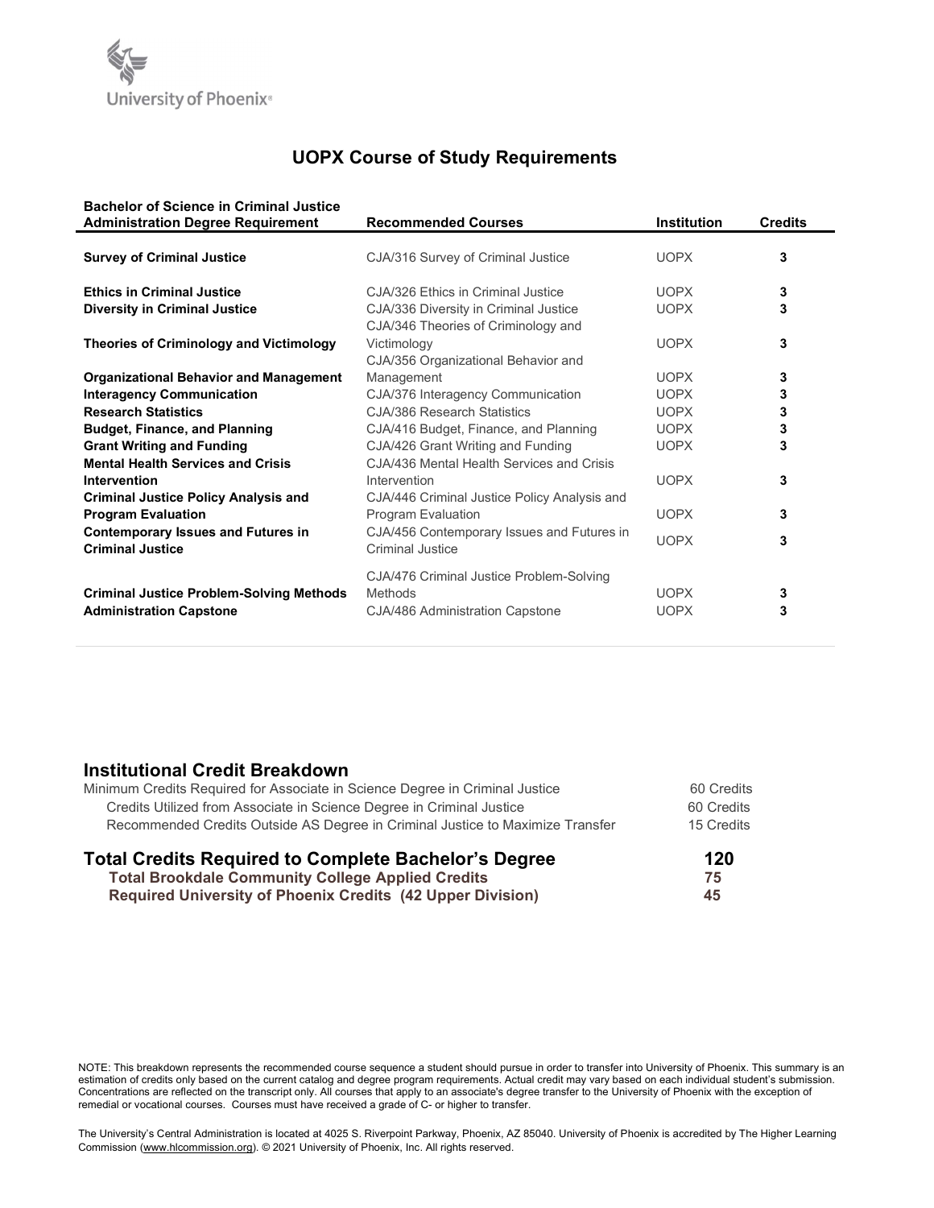## UOPX Course of Study Requirements

| Bachelor of Science in Criminal Justice Administration Degree Requirement | Recommended Courses | Institution | Credits |
|---|---|---|---|
| **Survey of Criminal Justice** | CJA/316 Survey of Criminal Justice | UOPX | 3 |
| **Ethics in Criminal Justice** | CJA/326 Ethics in Criminal Justice | UOPX | 3 |
| **Diversity in Criminal Justice** | CJA/336 Diversity in Criminal Justice | UOPX | 3 |
| **Theories of Criminology and Victimology** | CJA/346 Theories of Criminology and Victimology | UOPX | 3 |
| **Organizational Behavior and Management** | CJA/356 Organizational Behavior and Management | UOPX | 3 |
| **Interagency Communication** | CJA/376 Interagency Communication | UOPX | 3 |
| **Research Statistics** | CJA/386 Research Statistics | UOPX | 3 |
| **Budget, Finance, and Planning** | CJA/416 Budget, Finance, and Planning | UOPX | 3 |
| **Grant Writing and Funding** | CJA/426 Grant Writing and Funding | UOPX | 3 |
| **Mental Health Services and Crisis Intervention** | CJA/436 Mental Health Services and Crisis Intervention | UOPX | 3 |
| **Criminal Justice Policy Analysis and Program Evaluation** | CJA/446 Criminal Justice Policy Analysis and Program Evaluation | UOPX | 3 |
| **Contemporary Issues and Futures in Criminal Justice** | CJA/456 Contemporary Issues and Futures in Criminal Justice | UOPX | 3 |
| **Criminal Justice Problem-Solving Methods** | CJA/476 Criminal Justice Problem-Solving Methods | UOPX | 3 |
| **Administration Capstone** | CJA/486 Administration Capstone | UOPX | 3 |

### Institutional Credit Breakdown

| | |
|---|---|
| Minimum Credits Required for Associate in Science Degree in Criminal Justice | 60 Credits |
| Credits Utilized from Associate in Science Degree in Criminal Justice | 60 Credits |
| Recommended Credits Outside AS Degree in Criminal Justice to Maximize Transfer | 15 Credits |
| **Total Credits Required to Complete Bachelor's Degree** | **120** |
| **Total Brookdale Community College Applied Credits** | **75** |
| **Required University of Phoenix Credits (42 Upper Division)** | **45** |

NOTE: This breakdown represents the recommended course sequence a student should pursue in order to transfer into University of Phoenix. This summary is an estimation of credits only based on the current catalog and degree program requirements. Actual credit may vary based on each individual student's submission. Concentrations are reflected on the transcript only. All courses that apply to an associate's degree transfer to the University of Phoenix with the exception of remedial or vocational courses. Courses must have received a grade of C- or higher to transfer.

The University's Central Administration is located at 4025 S. Riverpoint Parkway, Phoenix, AZ 85040. University of Phoenix is accredited by The Higher Learning Commission (www.hlcommission.org). © 2021 University of Phoenix, Inc. All rights reserved.